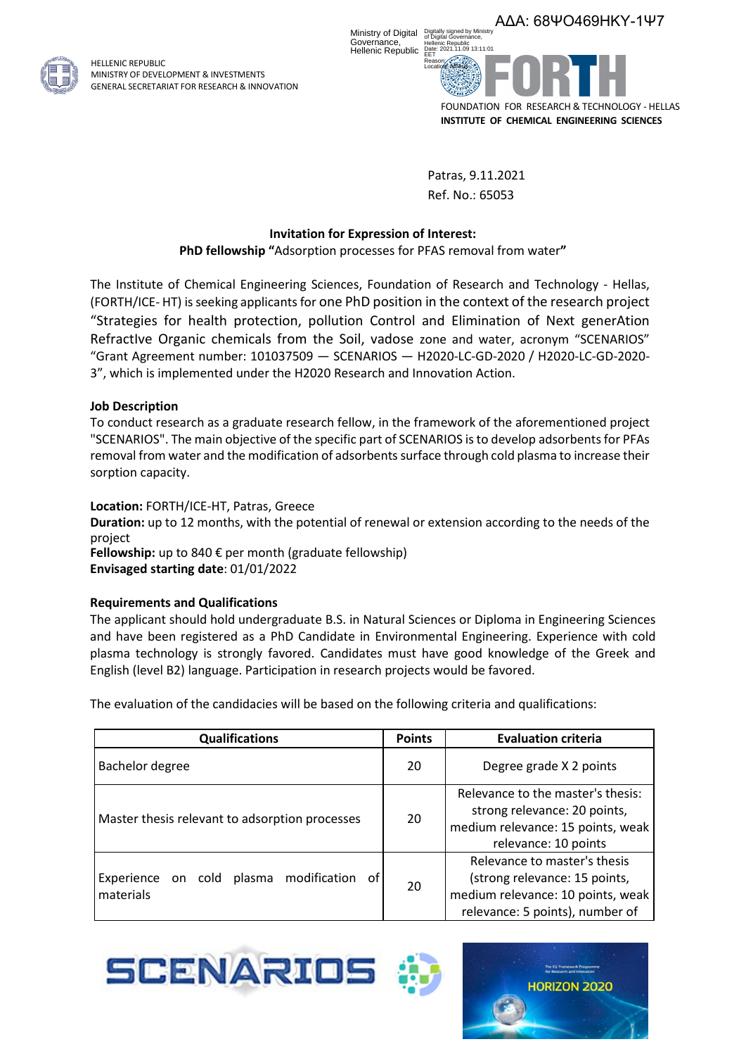ΑΔΑ: 68ΨΟ469ΗΚΥ-1Ψ7

HELLENIC REPUBLIC
MINISTRY OF DEVELOPMENT & INVESTMENTS
GENERAL SECRETARIAT FOR RESEARCH & INNOVATION

FOUNDATION FOR RESEARCH & TECHNOLOGY - HELLAS
**INSTITUTE OF CHEMICAL ENGINEERING SCIENCES**

Patras, 9.11.2021
Ref. No.: 65053

**Invitation for Expression of Interest:**
**PhD fellowship "**Adsorption processes for PFAS removal from water**"**

The Institute of Chemical Engineering Sciences, Foundation of Research and Technology - Hellas, (FORTH/ICE- HT) is seeking applicants for one PhD position in the context of the research project "Strategies for health protection, pollution Control and Elimination of Next generAtion RefractIve Organic chemicals from the Soil, vadose zone and water, acronym "SCENARIOS" "Grant Agreement number: 101037509 — SCENARIOS — H2020-LC-GD-2020 / H2020-LC-GD-2020-3", which is implemented under the H2020 Research and Innovation Action.

**Job Description**

To conduct research as a graduate research fellow, in the framework of the aforementioned project "SCENARIOS". The main objective of the specific part of SCENARIOS is to develop adsorbents for PFAs removal from water and the modification of adsorbents surface through cold plasma to increase their sorption capacity.

**Location:** FORTH/ICE-HT, Patras, Greece
**Duration:** up to 12 months, with the potential of renewal or extension according to the needs of the project
**Fellowship:** up to 840 € per month (graduate fellowship)
**Envisaged starting date**: 01/01/2022

**Requirements and Qualifications**

The applicant should hold undergraduate B.S. in Natural Sciences or Diploma in Engineering Sciences and have been registered as a PhD Candidate in Environmental Engineering. Experience with cold plasma technology is strongly favored. Candidates must have good knowledge of the Greek and English (level B2) language. Participation in research projects would be favored.

The evaluation of the candidacies will be based on the following criteria and qualifications:

| Qualifications | Points | Evaluation criteria |
|---|---|---|
| Bachelor degree | 20 | Degree grade X 2 points |
| Master thesis relevant to adsorption processes | 20 | Relevance to the master's thesis: strong relevance: 20 points, medium relevance: 15 points, weak relevance: 10 points |
| Experience on cold plasma modification of materials | 20 | Relevance to master's thesis (strong relevance: 15 points, medium relevance: 10 points, weak relevance: 5 points), number of |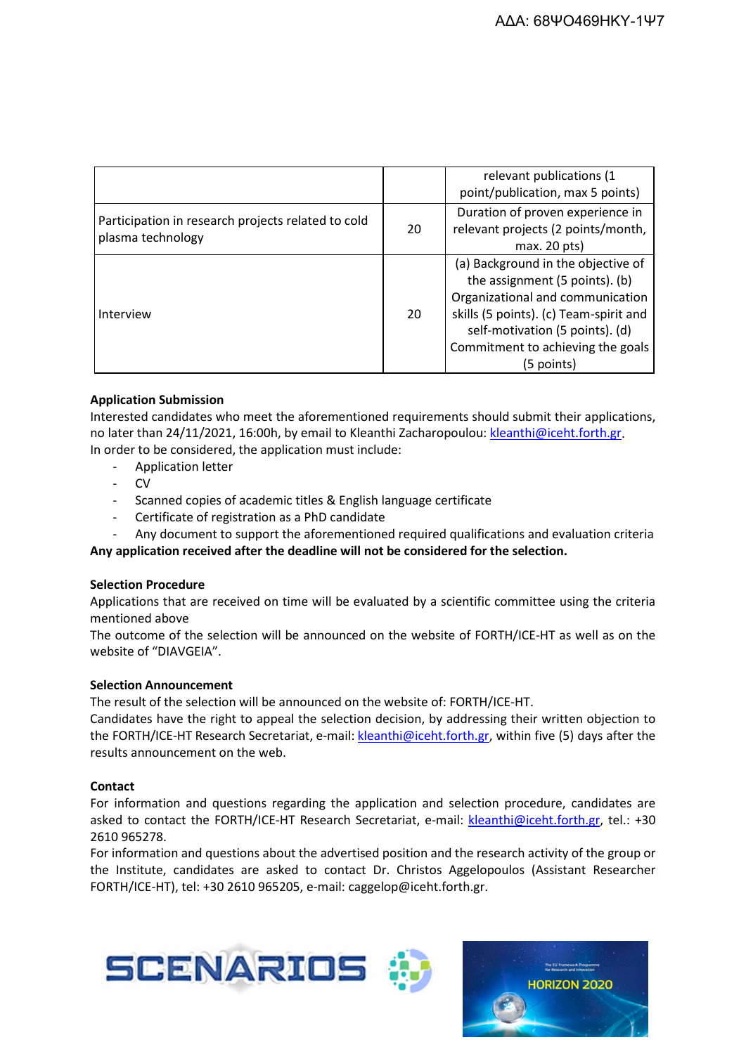|  |  | relevant publications (1 point/publication, max 5 points) |
|---|---|---|
| Participation in research projects related to cold plasma technology | 20 | Duration of proven experience in relevant projects (2 points/month, max. 20 pts) |
| Interview | 20 | (a) Background in the objective of the assignment (5 points). (b) Organizational and communication skills (5 points). (c) Team-spirit and self-motivation (5 points). (d) Commitment to achieving the goals (5 points) |

**Application Submission**

Interested candidates who meet the aforementioned requirements should submit their applications, no later than 24/11/2021, 16:00h, by email to Kleanthi Zacharopoulou: kleanthi@iceht.forth.gr.

In order to be considered, the application must include:

- Application letter
- CV
- Scanned copies of academic titles & English language certificate
- Certificate of registration as a PhD candidate
- Any document to support the aforementioned required qualifications and evaluation criteria

**Any application received after the deadline will not be considered for the selection.**

**Selection Procedure**

Applications that are received on time will be evaluated by a scientific committee using the criteria mentioned above

The outcome of the selection will be announced on the website of FORTH/ICE-HT as well as on the website of "DIAVGEIA".

**Selection Announcement**

The result of the selection will be announced on the website of: FORTH/ICE-HT.

Candidates have the right to appeal the selection decision, by addressing their written objection to the FORTH/ICE-HT Research Secretariat, e-mail: kleanthi@iceht.forth.gr, within five (5) days after the results announcement on the web.

**Contact**

For information and questions regarding the application and selection procedure, candidates are asked to contact the FORTH/ICE-HT Research Secretariat, e-mail: kleanthi@iceht.forth.gr, tel.: +30 2610 965278.

For information and questions about the advertised position and the research activity of the group or the Institute, candidates are asked to contact Dr. Christos Aggelopoulos (Assistant Researcher FORTH/ICE-HT), tel: +30 2610 965205, e-mail: caggelop@iceht.forth.gr.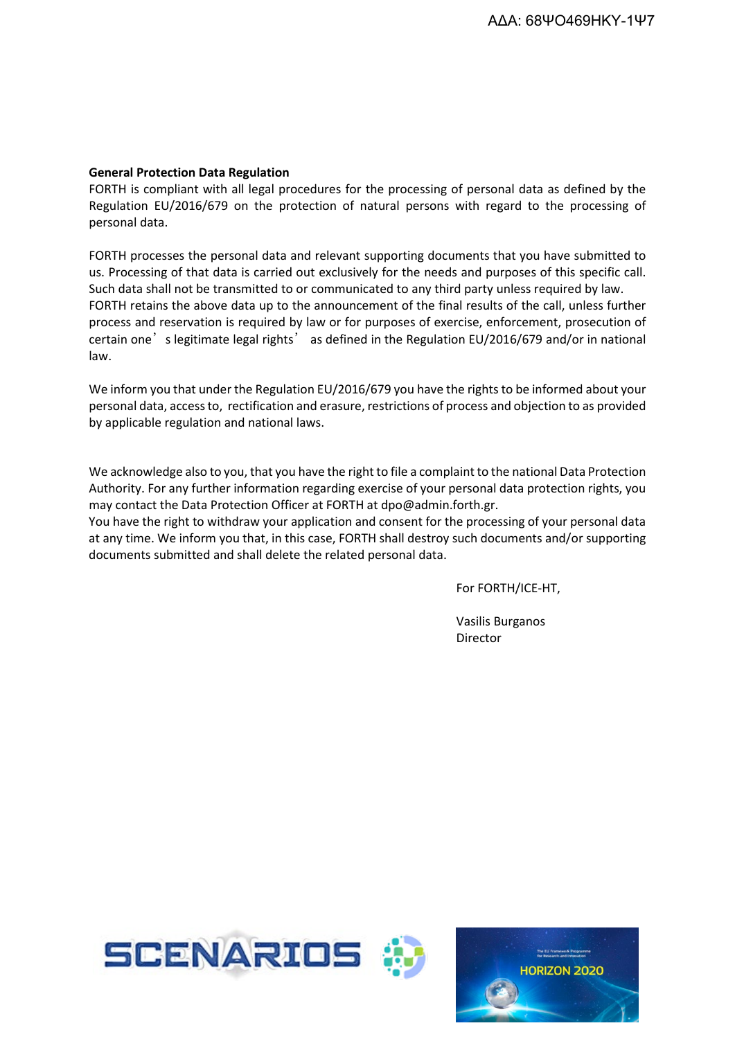**General Protection Data Regulation**

FORTH is compliant with all legal procedures for the processing of personal data as defined by the Regulation EU/2016/679 on the protection of natural persons with regard to the processing of personal data.

FORTH processes the personal data and relevant supporting documents that you have submitted to us. Processing of that data is carried out exclusively for the needs and purposes of this specific call. Such data shall not be transmitted to or communicated to any third party unless required by law.
FORTH retains the above data up to the announcement of the final results of the call, unless further process and reservation is required by law or for purposes of exercise, enforcement, prosecution of certain one's legitimate legal rights' as defined in the Regulation EU/2016/679 and/or in national law.

We inform you that under the Regulation EU/2016/679 you have the rights to be informed about your personal data, access to, rectification and erasure, restrictions of process and objection to as provided by applicable regulation and national laws.

We acknowledge also to you, that you have the right to file a complaint to the national Data Protection Authority. For any further information regarding exercise of your personal data protection rights, you may contact the Data Protection Officer at FORTH at dpo@admin.forth.gr.
You have the right to withdraw your application and consent for the processing of your personal data at any time. We inform you that, in this case, FORTH shall destroy such documents and/or supporting documents submitted and shall delete the related personal data.

For FORTH/ICE-HT,

Vasilis Burganos
Director